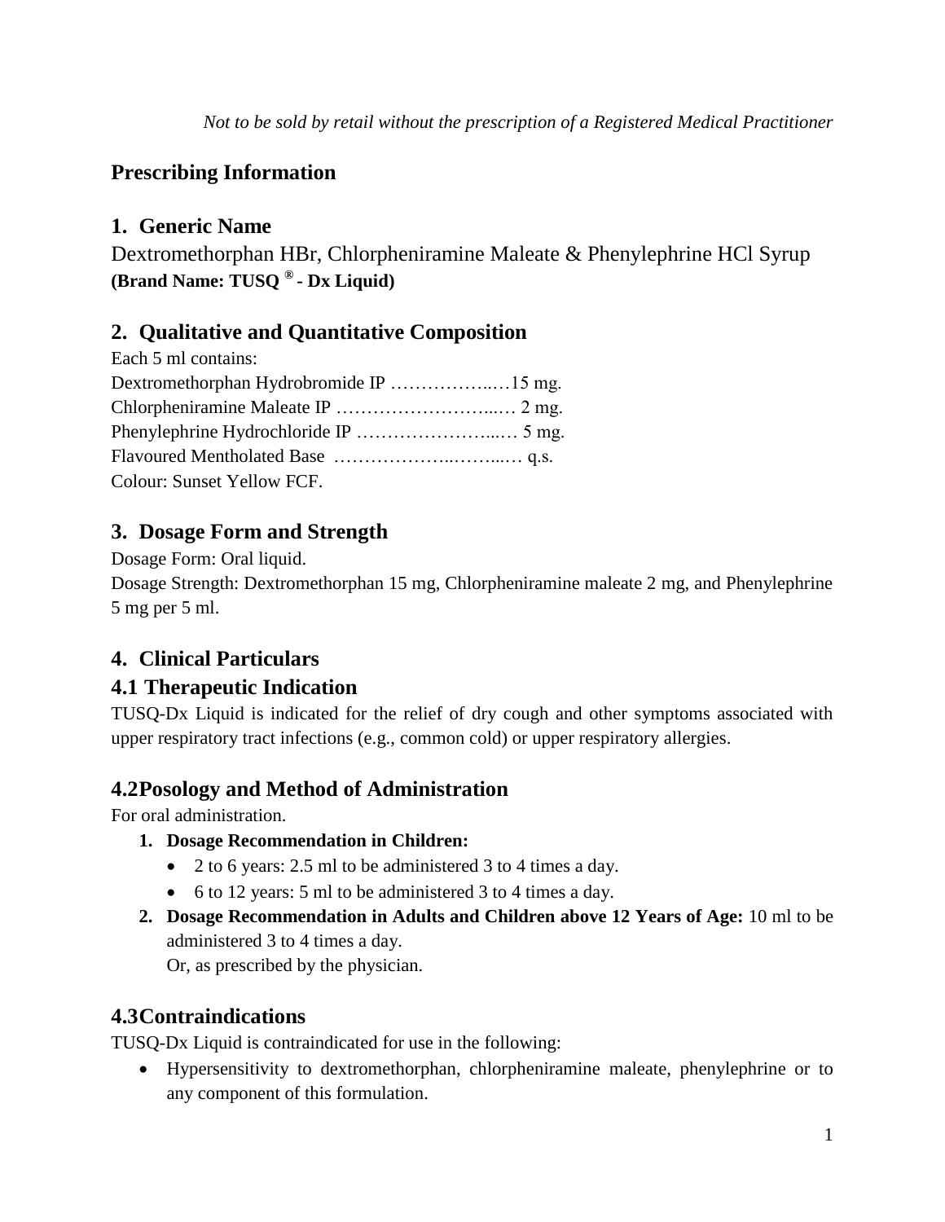*Not to be sold by retail without the prescription of a Registered Medical Practitioner*

# Prescribing Information

## 1. Generic Name

Dextromethorphan HBr, Chlorpheniramine Maleate & Phenylephrine HCl Syrup
**(Brand Name: TUSQ ® - Dx Liquid)**

## 2. Qualitative and Quantitative Composition

Each 5 ml contains:
Dextromethorphan Hydrobromide IP ……………..…15 mg.
Chlorpheniramine Maleate IP ……………………...… 2 mg.
Phenylephrine Hydrochloride IP …………………...… 5 mg.
Flavoured Mentholated Base ………………..……...… q.s.
Colour: Sunset Yellow FCF.

## 3. Dosage Form and Strength

Dosage Form: Oral liquid.
Dosage Strength: Dextromethorphan 15 mg, Chlorpheniramine maleate 2 mg, and Phenylephrine 5 mg per 5 ml.

## 4. Clinical Particulars

### 4.1 Therapeutic Indication

TUSQ-Dx Liquid is indicated for the relief of dry cough and other symptoms associated with upper respiratory tract infections (e.g., common cold) or upper respiratory allergies.

### 4.2Posology and Method of Administration

For oral administration.

1. **Dosage Recommendation in Children:**
   - 2 to 6 years: 2.5 ml to be administered 3 to 4 times a day.
   - 6 to 12 years: 5 ml to be administered 3 to 4 times a day.
2. **Dosage Recommendation in Adults and Children above 12 Years of Age:** 10 ml to be administered 3 to 4 times a day.
   Or, as prescribed by the physician.

### 4.3Contraindications

TUSQ-Dx Liquid is contraindicated for use in the following:

- Hypersensitivity to dextromethorphan, chlorpheniramine maleate, phenylephrine or to any component of this formulation.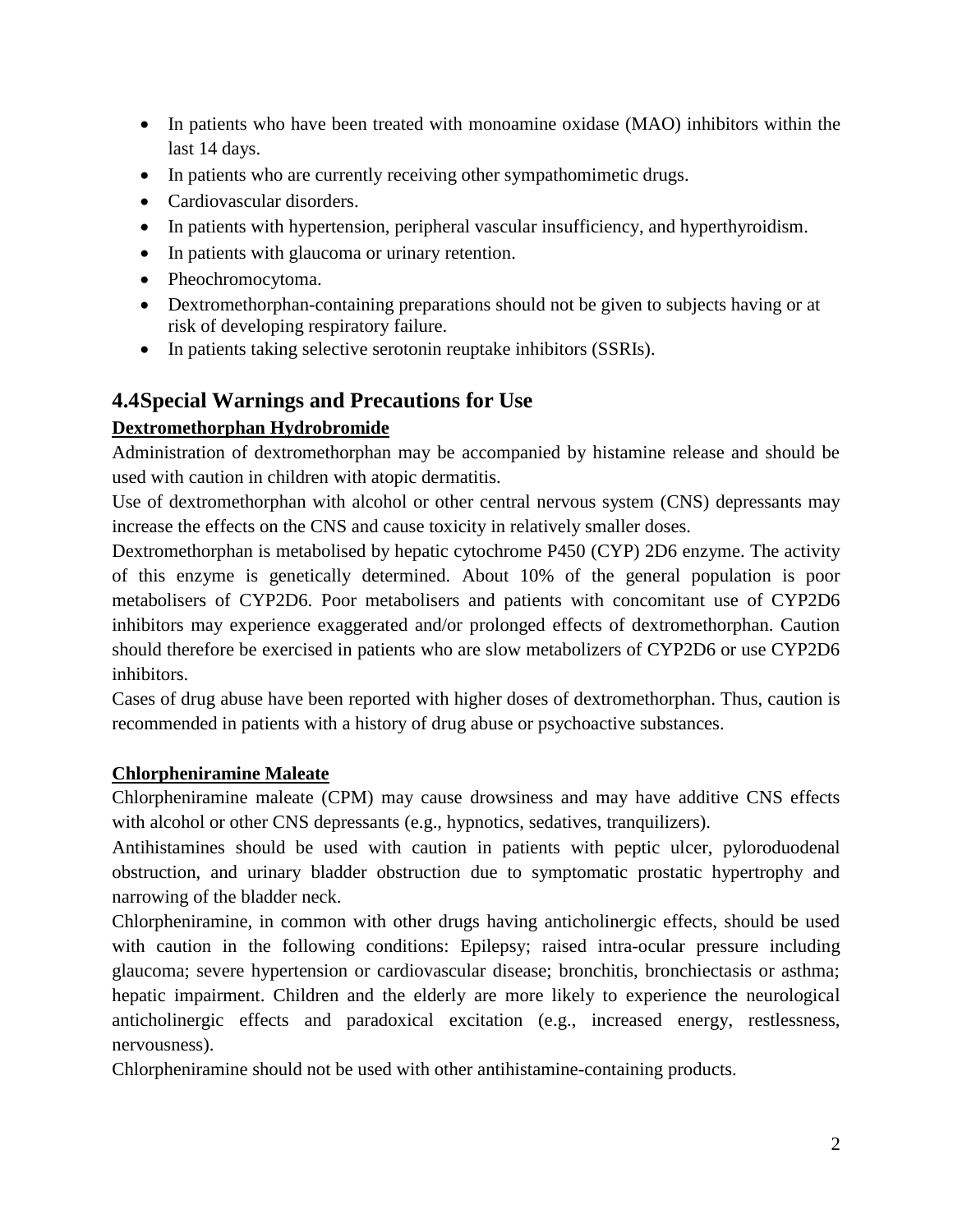- In patients who have been treated with monoamine oxidase (MAO) inhibitors within the last 14 days.
- In patients who are currently receiving other sympathomimetic drugs.
- Cardiovascular disorders.
- In patients with hypertension, peripheral vascular insufficiency, and hyperthyroidism.
- In patients with glaucoma or urinary retention.
- Pheochromocytoma.
- Dextromethorphan-containing preparations should not be given to subjects having or at risk of developing respiratory failure.
- In patients taking selective serotonin reuptake inhibitors (SSRIs).

## 4.4Special Warnings and Precautions for Use

**Dextromethorphan Hydrobromide**

Administration of dextromethorphan may be accompanied by histamine release and should be used with caution in children with atopic dermatitis.

Use of dextromethorphan with alcohol or other central nervous system (CNS) depressants may increase the effects on the CNS and cause toxicity in relatively smaller doses.

Dextromethorphan is metabolised by hepatic cytochrome P450 (CYP) 2D6 enzyme. The activity of this enzyme is genetically determined. About 10% of the general population is poor metabolisers of CYP2D6. Poor metabolisers and patients with concomitant use of CYP2D6 inhibitors may experience exaggerated and/or prolonged effects of dextromethorphan. Caution should therefore be exercised in patients who are slow metabolizers of CYP2D6 or use CYP2D6 inhibitors.

Cases of drug abuse have been reported with higher doses of dextromethorphan. Thus, caution is recommended in patients with a history of drug abuse or psychoactive substances.

**Chlorpheniramine Maleate**

Chlorpheniramine maleate (CPM) may cause drowsiness and may have additive CNS effects with alcohol or other CNS depressants (e.g., hypnotics, sedatives, tranquilizers).

Antihistamines should be used with caution in patients with peptic ulcer, pyloroduodenal obstruction, and urinary bladder obstruction due to symptomatic prostatic hypertrophy and narrowing of the bladder neck.

Chlorpheniramine, in common with other drugs having anticholinergic effects, should be used with caution in the following conditions: Epilepsy; raised intra-ocular pressure including glaucoma; severe hypertension or cardiovascular disease; bronchitis, bronchiectasis or asthma; hepatic impairment. Children and the elderly are more likely to experience the neurological anticholinergic effects and paradoxical excitation (e.g., increased energy, restlessness, nervousness).

Chlorpheniramine should not be used with other antihistamine-containing products.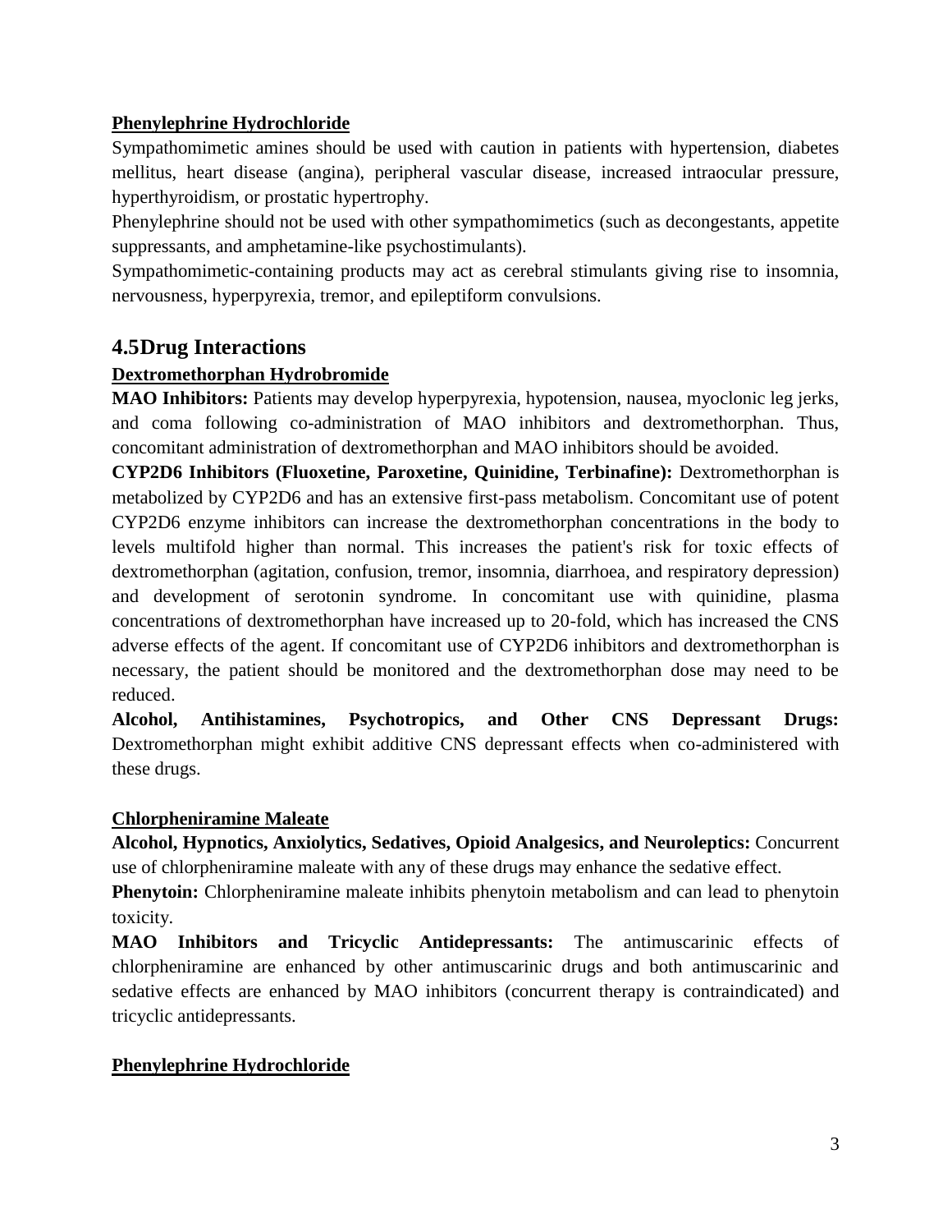**Phenylephrine Hydrochloride**

Sympathomimetic amines should be used with caution in patients with hypertension, diabetes mellitus, heart disease (angina), peripheral vascular disease, increased intraocular pressure, hyperthyroidism, or prostatic hypertrophy.

Phenylephrine should not be used with other sympathomimetics (such as decongestants, appetite suppressants, and amphetamine-like psychostimulants).

Sympathomimetic-containing products may act as cerebral stimulants giving rise to insomnia, nervousness, hyperpyrexia, tremor, and epileptiform convulsions.

## 4.5 Drug Interactions

**Dextromethorphan Hydrobromide**

**MAO Inhibitors:** Patients may develop hyperpyrexia, hypotension, nausea, myoclonic leg jerks, and coma following co-administration of MAO inhibitors and dextromethorphan. Thus, concomitant administration of dextromethorphan and MAO inhibitors should be avoided.

**CYP2D6 Inhibitors (Fluoxetine, Paroxetine, Quinidine, Terbinafine):** Dextromethorphan is metabolized by CYP2D6 and has an extensive first-pass metabolism. Concomitant use of potent CYP2D6 enzyme inhibitors can increase the dextromethorphan concentrations in the body to levels multifold higher than normal. This increases the patient's risk for toxic effects of dextromethorphan (agitation, confusion, tremor, insomnia, diarrhoea, and respiratory depression) and development of serotonin syndrome. In concomitant use with quinidine, plasma concentrations of dextromethorphan have increased up to 20-fold, which has increased the CNS adverse effects of the agent. If concomitant use of CYP2D6 inhibitors and dextromethorphan is necessary, the patient should be monitored and the dextromethorphan dose may need to be reduced.

**Alcohol, Antihistamines, Psychotropics, and Other CNS Depressant Drugs:** Dextromethorphan might exhibit additive CNS depressant effects when co-administered with these drugs.

**Chlorpheniramine Maleate**

**Alcohol, Hypnotics, Anxiolytics, Sedatives, Opioid Analgesics, and Neuroleptics:** Concurrent use of chlorpheniramine maleate with any of these drugs may enhance the sedative effect.

**Phenytoin:** Chlorpheniramine maleate inhibits phenytoin metabolism and can lead to phenytoin toxicity.

**MAO Inhibitors and Tricyclic Antidepressants:** The antimuscarinic effects of chlorpheniramine are enhanced by other antimuscarinic drugs and both antimuscarinic and sedative effects are enhanced by MAO inhibitors (concurrent therapy is contraindicated) and tricyclic antidepressants.

**Phenylephrine Hydrochloride**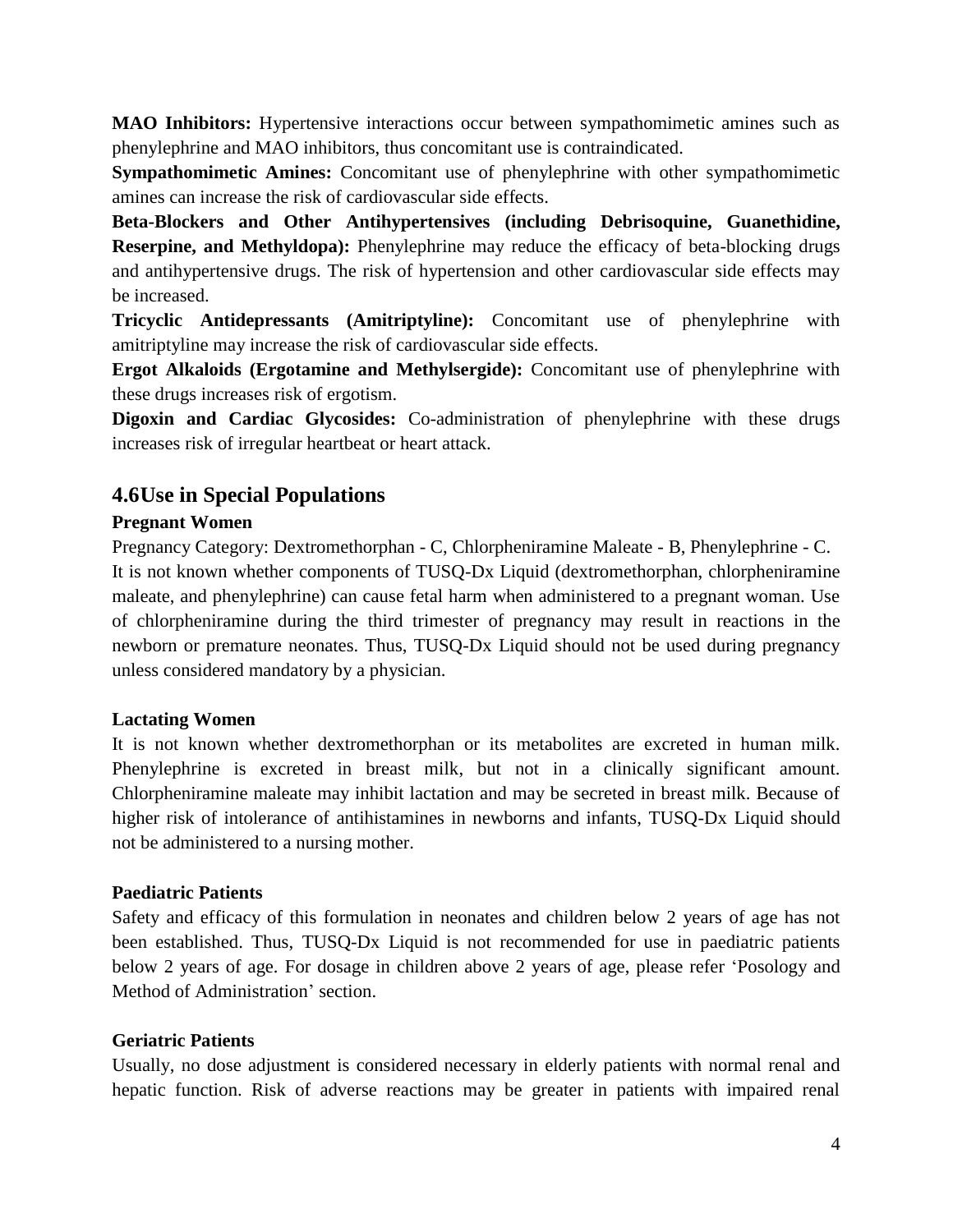**MAO Inhibitors:** Hypertensive interactions occur between sympathomimetic amines such as phenylephrine and MAO inhibitors, thus concomitant use is contraindicated.

**Sympathomimetic Amines:** Concomitant use of phenylephrine with other sympathomimetic amines can increase the risk of cardiovascular side effects.

**Beta-Blockers and Other Antihypertensives (including Debrisoquine, Guanethidine, Reserpine, and Methyldopa):** Phenylephrine may reduce the efficacy of beta-blocking drugs and antihypertensive drugs. The risk of hypertension and other cardiovascular side effects may be increased.

**Tricyclic Antidepressants (Amitriptyline):** Concomitant use of phenylephrine with amitriptyline may increase the risk of cardiovascular side effects.

**Ergot Alkaloids (Ergotamine and Methylsergide):** Concomitant use of phenylephrine with these drugs increases risk of ergotism.

**Digoxin and Cardiac Glycosides:** Co-administration of phenylephrine with these drugs increases risk of irregular heartbeat or heart attack.

## 4.6Use in Special Populations

**Pregnant Women**

Pregnancy Category: Dextromethorphan - C, Chlorpheniramine Maleate - B, Phenylephrine - C.
It is not known whether components of TUSQ-Dx Liquid (dextromethorphan, chlorpheniramine maleate, and phenylephrine) can cause fetal harm when administered to a pregnant woman. Use of chlorpheniramine during the third trimester of pregnancy may result in reactions in the newborn or premature neonates. Thus, TUSQ-Dx Liquid should not be used during pregnancy unless considered mandatory by a physician.

**Lactating Women**

It is not known whether dextromethorphan or its metabolites are excreted in human milk. Phenylephrine is excreted in breast milk, but not in a clinically significant amount. Chlorpheniramine maleate may inhibit lactation and may be secreted in breast milk. Because of higher risk of intolerance of antihistamines in newborns and infants, TUSQ-Dx Liquid should not be administered to a nursing mother.

**Paediatric Patients**

Safety and efficacy of this formulation in neonates and children below 2 years of age has not been established. Thus, TUSQ-Dx Liquid is not recommended for use in paediatric patients below 2 years of age. For dosage in children above 2 years of age, please refer 'Posology and Method of Administration' section.

**Geriatric Patients**

Usually, no dose adjustment is considered necessary in elderly patients with normal renal and hepatic function. Risk of adverse reactions may be greater in patients with impaired renal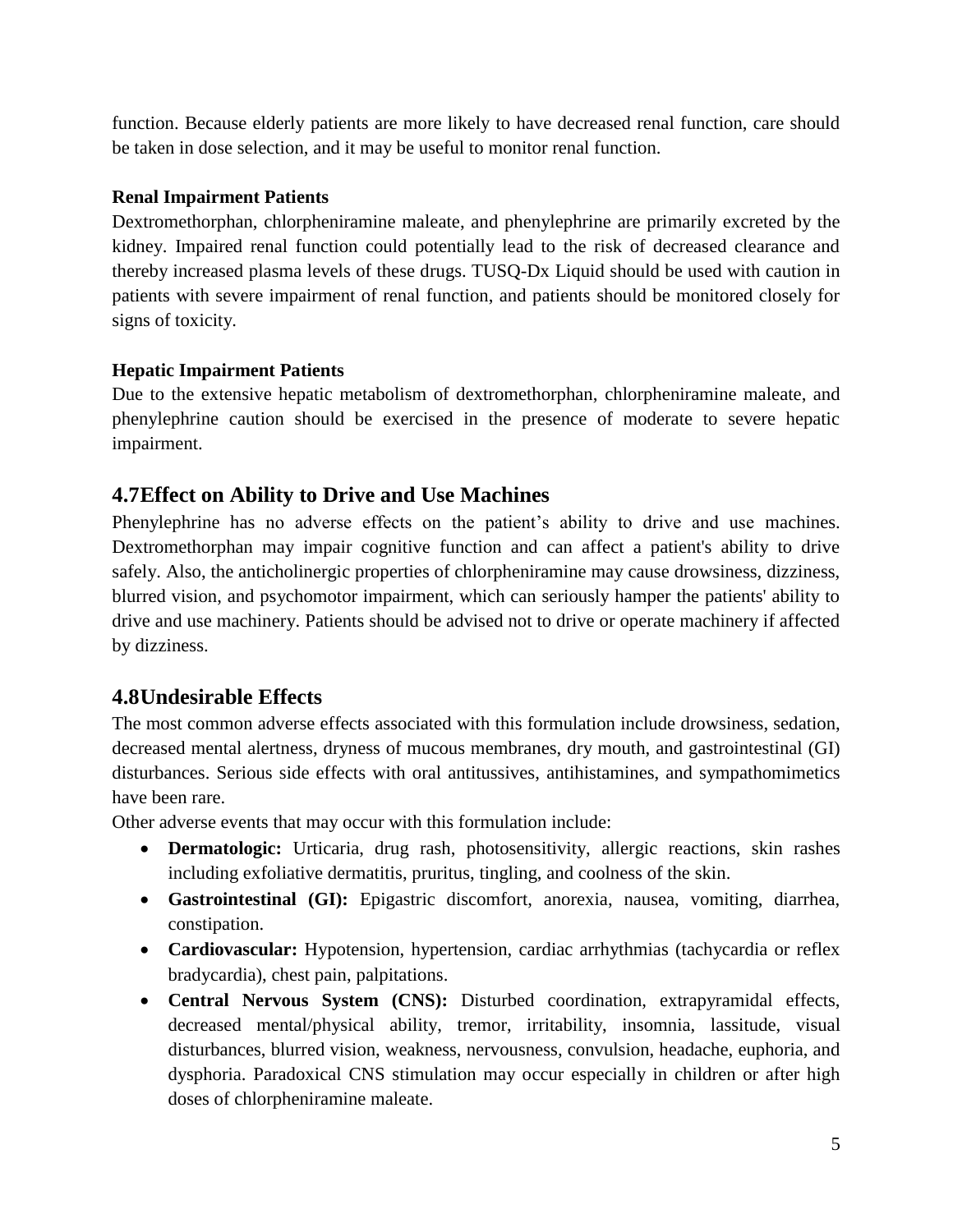function. Because elderly patients are more likely to have decreased renal function, care should be taken in dose selection, and it may be useful to monitor renal function.

**Renal Impairment Patients**

Dextromethorphan, chlorpheniramine maleate, and phenylephrine are primarily excreted by the kidney. Impaired renal function could potentially lead to the risk of decreased clearance and thereby increased plasma levels of these drugs. TUSQ-Dx Liquid should be used with caution in patients with severe impairment of renal function, and patients should be monitored closely for signs of toxicity.

**Hepatic Impairment Patients**

Due to the extensive hepatic metabolism of dextromethorphan, chlorpheniramine maleate, and phenylephrine caution should be exercised in the presence of moderate to severe hepatic impairment.

## 4.7Effect on Ability to Drive and Use Machines

Phenylephrine has no adverse effects on the patient's ability to drive and use machines. Dextromethorphan may impair cognitive function and can affect a patient's ability to drive safely. Also, the anticholinergic properties of chlorpheniramine may cause drowsiness, dizziness, blurred vision, and psychomotor impairment, which can seriously hamper the patients' ability to drive and use machinery. Patients should be advised not to drive or operate machinery if affected by dizziness.

## 4.8Undesirable Effects

The most common adverse effects associated with this formulation include drowsiness, sedation, decreased mental alertness, dryness of mucous membranes, dry mouth, and gastrointestinal (GI) disturbances. Serious side effects with oral antitussives, antihistamines, and sympathomimetics have been rare.

Other adverse events that may occur with this formulation include:

- **Dermatologic:** Urticaria, drug rash, photosensitivity, allergic reactions, skin rashes including exfoliative dermatitis, pruritus, tingling, and coolness of the skin.
- **Gastrointestinal (GI):** Epigastric discomfort, anorexia, nausea, vomiting, diarrhea, constipation.
- **Cardiovascular:** Hypotension, hypertension, cardiac arrhythmias (tachycardia or reflex bradycardia), chest pain, palpitations.
- **Central Nervous System (CNS):** Disturbed coordination, extrapyramidal effects, decreased mental/physical ability, tremor, irritability, insomnia, lassitude, visual disturbances, blurred vision, weakness, nervousness, convulsion, headache, euphoria, and dysphoria. Paradoxical CNS stimulation may occur especially in children or after high doses of chlorpheniramine maleate.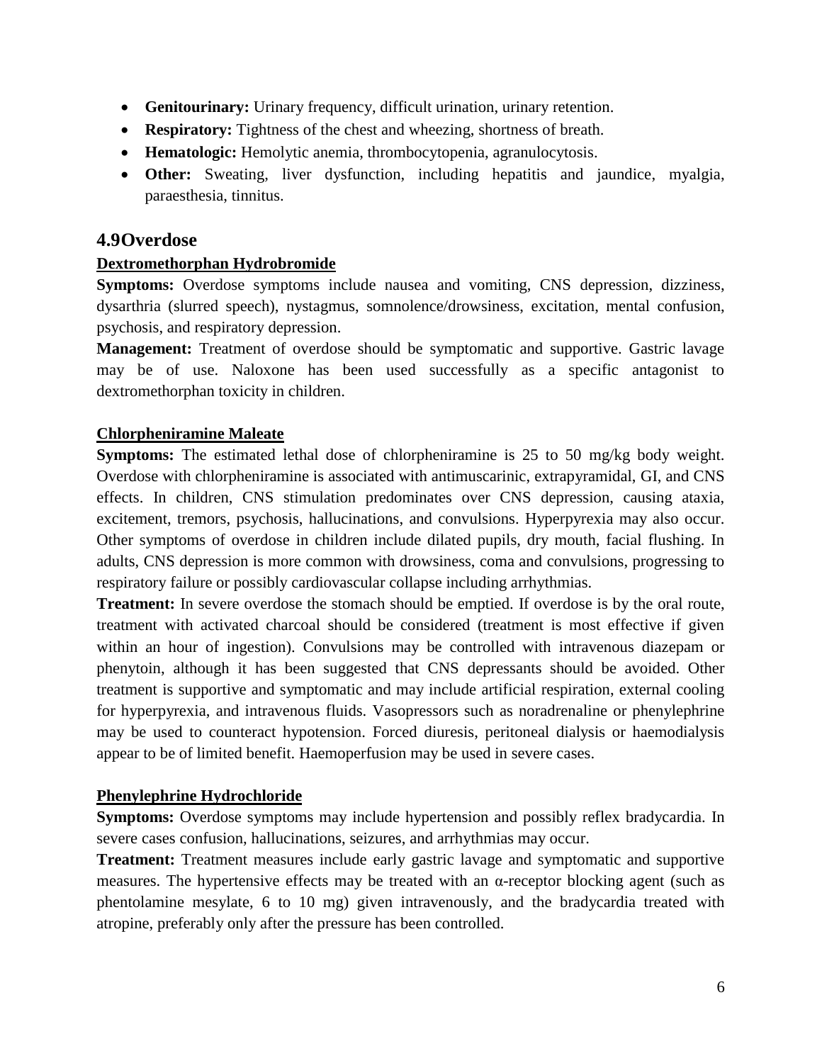- **Genitourinary:** Urinary frequency, difficult urination, urinary retention.
- **Respiratory:** Tightness of the chest and wheezing, shortness of breath.
- **Hematologic:** Hemolytic anemia, thrombocytopenia, agranulocytosis.
- **Other:** Sweating, liver dysfunction, including hepatitis and jaundice, myalgia, paraesthesia, tinnitus.

## 4.9Overdose

**Dextromethorphan Hydrobromide**

**Symptoms:** Overdose symptoms include nausea and vomiting, CNS depression, dizziness, dysarthria (slurred speech), nystagmus, somnolence/drowsiness, excitation, mental confusion, psychosis, and respiratory depression.

**Management:** Treatment of overdose should be symptomatic and supportive. Gastric lavage may be of use. Naloxone has been used successfully as a specific antagonist to dextromethorphan toxicity in children.

**Chlorpheniramine Maleate**

**Symptoms:** The estimated lethal dose of chlorpheniramine is 25 to 50 mg/kg body weight. Overdose with chlorpheniramine is associated with antimuscarinic, extrapyramidal, GI, and CNS effects. In children, CNS stimulation predominates over CNS depression, causing ataxia, excitement, tremors, psychosis, hallucinations, and convulsions. Hyperpyrexia may also occur. Other symptoms of overdose in children include dilated pupils, dry mouth, facial flushing. In adults, CNS depression is more common with drowsiness, coma and convulsions, progressing to respiratory failure or possibly cardiovascular collapse including arrhythmias.

**Treatment:** In severe overdose the stomach should be emptied. If overdose is by the oral route, treatment with activated charcoal should be considered (treatment is most effective if given within an hour of ingestion). Convulsions may be controlled with intravenous diazepam or phenytoin, although it has been suggested that CNS depressants should be avoided. Other treatment is supportive and symptomatic and may include artificial respiration, external cooling for hyperpyrexia, and intravenous fluids. Vasopressors such as noradrenaline or phenylephrine may be used to counteract hypotension. Forced diuresis, peritoneal dialysis or haemodialysis appear to be of limited benefit. Haemoperfusion may be used in severe cases.

**Phenylephrine Hydrochloride**

**Symptoms:** Overdose symptoms may include hypertension and possibly reflex bradycardia. In severe cases confusion, hallucinations, seizures, and arrhythmias may occur.

**Treatment:** Treatment measures include early gastric lavage and symptomatic and supportive measures. The hypertensive effects may be treated with an α-receptor blocking agent (such as phentolamine mesylate, 6 to 10 mg) given intravenously, and the bradycardia treated with atropine, preferably only after the pressure has been controlled.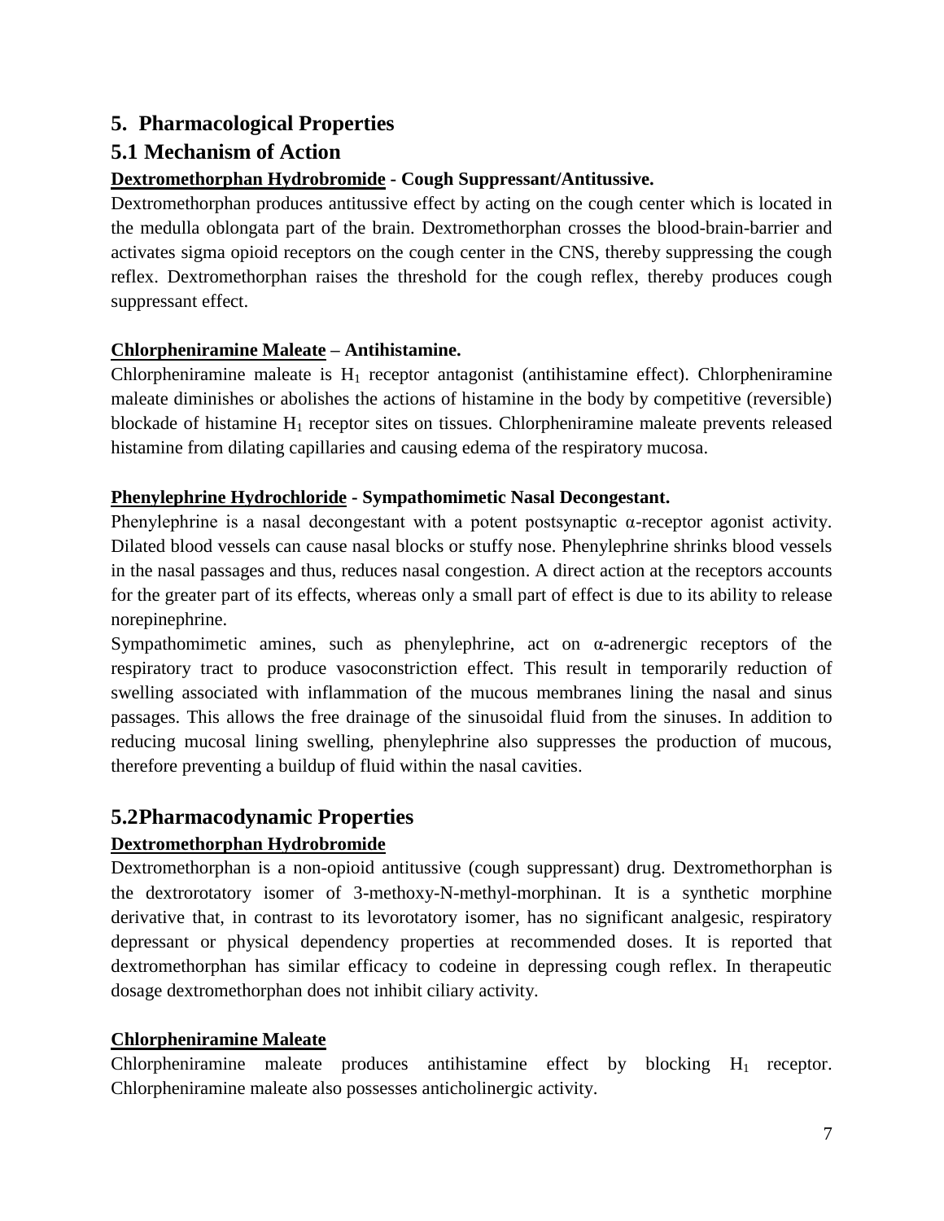## 5. Pharmacological Properties

## 5.1 Mechanism of Action

**<u>Dextromethorphan Hydrobromide</u> - Cough Suppressant/Antitussive.**

Dextromethorphan produces antitussive effect by acting on the cough center which is located in the medulla oblongata part of the brain. Dextromethorphan crosses the blood-brain-barrier and activates sigma opioid receptors on the cough center in the CNS, thereby suppressing the cough reflex. Dextromethorphan raises the threshold for the cough reflex, thereby produces cough suppressant effect.

**<u>Chlorpheniramine Maleate</u> – Antihistamine.**

Chlorpheniramine maleate is $H_1$ receptor antagonist (antihistamine effect). Chlorpheniramine maleate diminishes or abolishes the actions of histamine in the body by competitive (reversible) blockade of histamine $H_1$ receptor sites on tissues. Chlorpheniramine maleate prevents released histamine from dilating capillaries and causing edema of the respiratory mucosa.

**<u>Phenylephrine Hydrochloride</u> - Sympathomimetic Nasal Decongestant.**

Phenylephrine is a nasal decongestant with a potent postsynaptic α-receptor agonist activity. Dilated blood vessels can cause nasal blocks or stuffy nose. Phenylephrine shrinks blood vessels in the nasal passages and thus, reduces nasal congestion. A direct action at the receptors accounts for the greater part of its effects, whereas only a small part of effect is due to its ability to release norepinephrine.

Sympathomimetic amines, such as phenylephrine, act on α-adrenergic receptors of the respiratory tract to produce vasoconstriction effect. This result in temporarily reduction of swelling associated with inflammation of the mucous membranes lining the nasal and sinus passages. This allows the free drainage of the sinusoidal fluid from the sinuses. In addition to reducing mucosal lining swelling, phenylephrine also suppresses the production of mucous, therefore preventing a buildup of fluid within the nasal cavities.

## 5.2Pharmacodynamic Properties

**<u>Dextromethorphan Hydrobromide</u>**

Dextromethorphan is a non-opioid antitussive (cough suppressant) drug. Dextromethorphan is the dextrorotatory isomer of 3-methoxy-N-methyl-morphinan. It is a synthetic morphine derivative that, in contrast to its levorotatory isomer, has no significant analgesic, respiratory depressant or physical dependency properties at recommended doses. It is reported that dextromethorphan has similar efficacy to codeine in depressing cough reflex. In therapeutic dosage dextromethorphan does not inhibit ciliary activity.

**<u>Chlorpheniramine Maleate</u>**

Chlorpheniramine maleate produces antihistamine effect by blocking $H_1$ receptor. Chlorpheniramine maleate also possesses anticholinergic activity.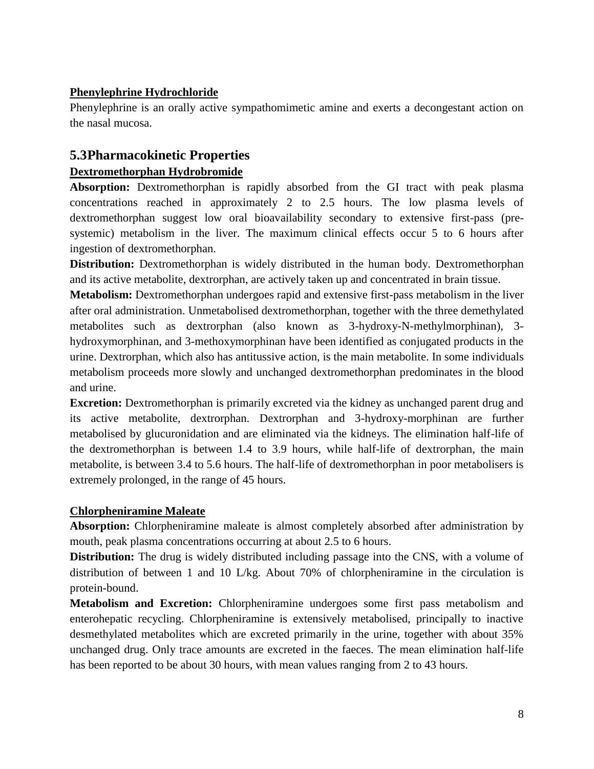**Phenylephrine Hydrochloride**

Phenylephrine is an orally active sympathomimetic amine and exerts a decongestant action on the nasal mucosa.

## 5.3Pharmacokinetic Properties

**Dextromethorphan Hydrobromide**

**Absorption:** Dextromethorphan is rapidly absorbed from the GI tract with peak plasma concentrations reached in approximately 2 to 2.5 hours. The low plasma levels of dextromethorphan suggest low oral bioavailability secondary to extensive first-pass (pre-systemic) metabolism in the liver. The maximum clinical effects occur 5 to 6 hours after ingestion of dextromethorphan.

**Distribution:** Dextromethorphan is widely distributed in the human body. Dextromethorphan and its active metabolite, dextrorphan, are actively taken up and concentrated in brain tissue.

**Metabolism:** Dextromethorphan undergoes rapid and extensive first-pass metabolism in the liver after oral administration. Unmetabolised dextromethorphan, together with the three demethylated metabolites such as dextrorphan (also known as 3-hydroxy-N-methylmorphinan), 3-hydroxymorphinan, and 3-methoxymorphinan have been identified as conjugated products in the urine. Dextrorphan, which also has antitussive action, is the main metabolite. In some individuals metabolism proceeds more slowly and unchanged dextromethorphan predominates in the blood and urine.

**Excretion:** Dextromethorphan is primarily excreted via the kidney as unchanged parent drug and its active metabolite, dextrorphan. Dextrorphan and 3-hydroxy-morphinan are further metabolised by glucuronidation and are eliminated via the kidneys. The elimination half-life of the dextromethorphan is between 1.4 to 3.9 hours, while half-life of dextrorphan, the main metabolite, is between 3.4 to 5.6 hours. The half-life of dextromethorphan in poor metabolisers is extremely prolonged, in the range of 45 hours.

**Chlorpheniramine Maleate**

**Absorption:** Chlorpheniramine maleate is almost completely absorbed after administration by mouth, peak plasma concentrations occurring at about 2.5 to 6 hours.

**Distribution:** The drug is widely distributed including passage into the CNS, with a volume of distribution of between 1 and 10 L/kg. About 70% of chlorpheniramine in the circulation is protein-bound.

**Metabolism and Excretion:** Chlorpheniramine undergoes some first pass metabolism and enterohepatic recycling. Chlorpheniramine is extensively metabolised, principally to inactive desmethylated metabolites which are excreted primarily in the urine, together with about 35% unchanged drug. Only trace amounts are excreted in the faeces. The mean elimination half-life has been reported to be about 30 hours, with mean values ranging from 2 to 43 hours.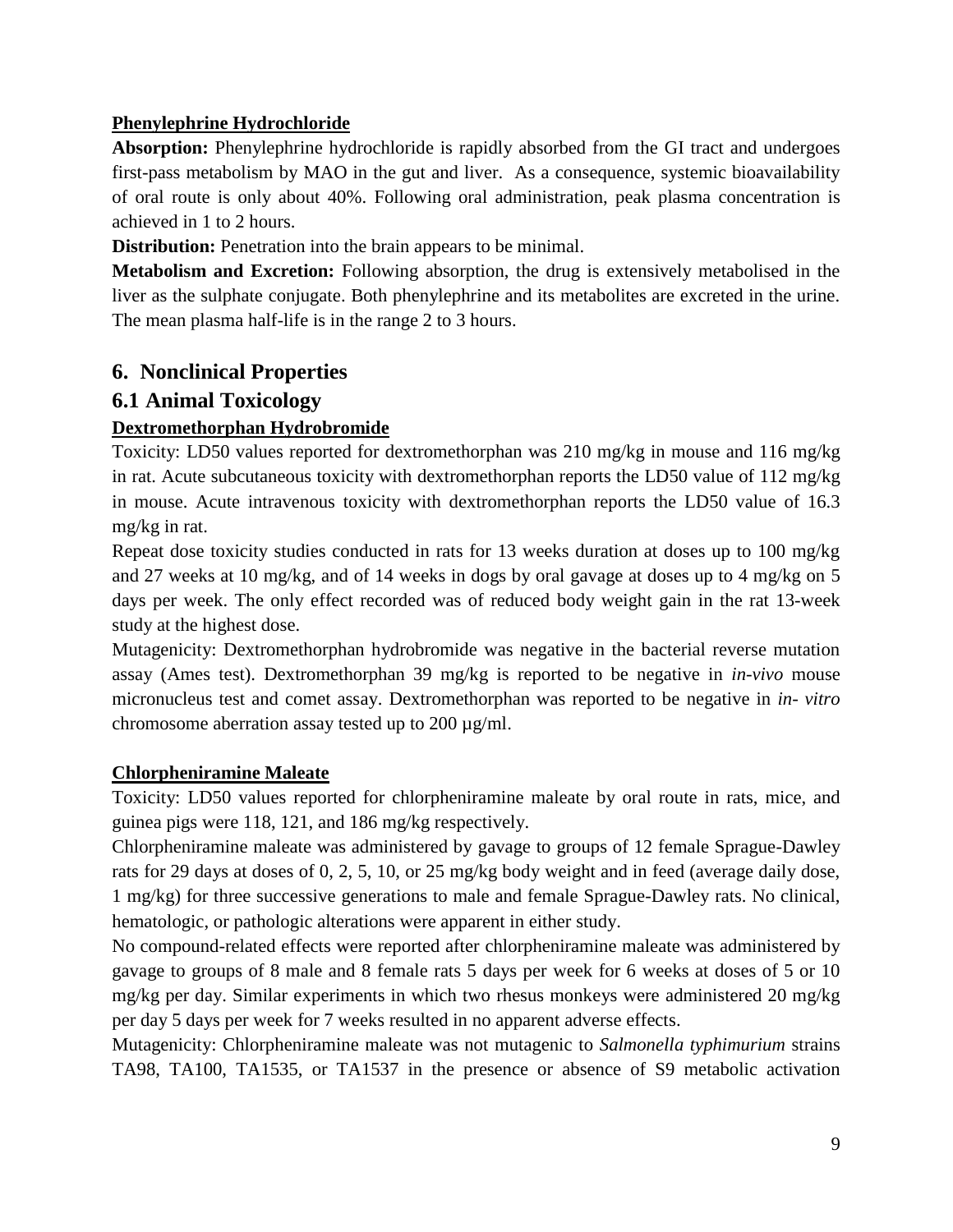**Phenylephrine Hydrochloride**

**Absorption:** Phenylephrine hydrochloride is rapidly absorbed from the GI tract and undergoes first-pass metabolism by MAO in the gut and liver. As a consequence, systemic bioavailability of oral route is only about 40%. Following oral administration, peak plasma concentration is achieved in 1 to 2 hours.

**Distribution:** Penetration into the brain appears to be minimal.

**Metabolism and Excretion:** Following absorption, the drug is extensively metabolised in the liver as the sulphate conjugate. Both phenylephrine and its metabolites are excreted in the urine. The mean plasma half-life is in the range 2 to 3 hours.

## 6. Nonclinical Properties

## 6.1 Animal Toxicology

**Dextromethorphan Hydrobromide**

Toxicity: LD50 values reported for dextromethorphan was 210 mg/kg in mouse and 116 mg/kg in rat. Acute subcutaneous toxicity with dextromethorphan reports the LD50 value of 112 mg/kg in mouse. Acute intravenous toxicity with dextromethorphan reports the LD50 value of 16.3 mg/kg in rat.

Repeat dose toxicity studies conducted in rats for 13 weeks duration at doses up to 100 mg/kg and 27 weeks at 10 mg/kg, and of 14 weeks in dogs by oral gavage at doses up to 4 mg/kg on 5 days per week. The only effect recorded was of reduced body weight gain in the rat 13-week study at the highest dose.

Mutagenicity: Dextromethorphan hydrobromide was negative in the bacterial reverse mutation assay (Ames test). Dextromethorphan 39 mg/kg is reported to be negative in *in-vivo* mouse micronucleus test and comet assay. Dextromethorphan was reported to be negative in *in- vitro* chromosome aberration assay tested up to 200 µg/ml.

**Chlorpheniramine Maleate**

Toxicity: LD50 values reported for chlorpheniramine maleate by oral route in rats, mice, and guinea pigs were 118, 121, and 186 mg/kg respectively.

Chlorpheniramine maleate was administered by gavage to groups of 12 female Sprague-Dawley rats for 29 days at doses of 0, 2, 5, 10, or 25 mg/kg body weight and in feed (average daily dose, 1 mg/kg) for three successive generations to male and female Sprague-Dawley rats. No clinical, hematologic, or pathologic alterations were apparent in either study.

No compound-related effects were reported after chlorpheniramine maleate was administered by gavage to groups of 8 male and 8 female rats 5 days per week for 6 weeks at doses of 5 or 10 mg/kg per day. Similar experiments in which two rhesus monkeys were administered 20 mg/kg per day 5 days per week for 7 weeks resulted in no apparent adverse effects.

Mutagenicity: Chlorpheniramine maleate was not mutagenic to *Salmonella typhimurium* strains TA98, TA100, TA1535, or TA1537 in the presence or absence of S9 metabolic activation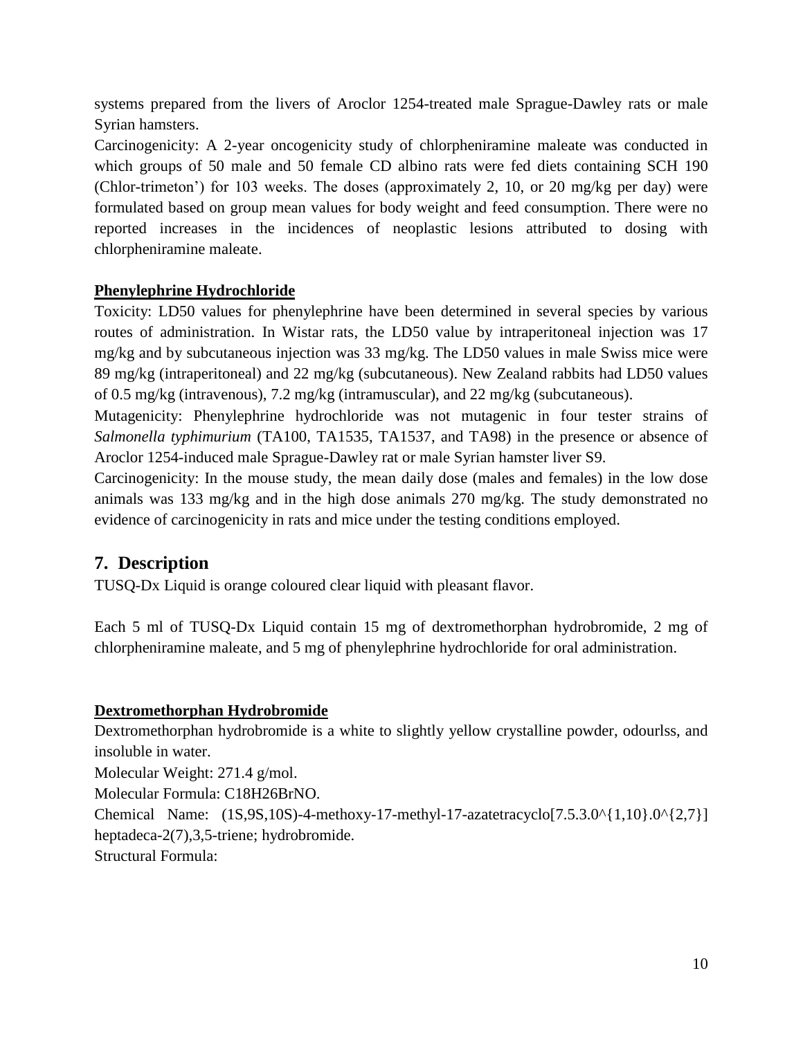systems prepared from the livers of Aroclor 1254-treated male Sprague-Dawley rats or male Syrian hamsters.

Carcinogenicity: A 2-year oncogenicity study of chlorpheniramine maleate was conducted in which groups of 50 male and 50 female CD albino rats were fed diets containing SCH 190 (Chlor-trimeton') for 103 weeks. The doses (approximately 2, 10, or 20 mg/kg per day) were formulated based on group mean values for body weight and feed consumption. There were no reported increases in the incidences of neoplastic lesions attributed to dosing with chlorpheniramine maleate.

**Phenylephrine Hydrochloride**

Toxicity: LD50 values for phenylephrine have been determined in several species by various routes of administration. In Wistar rats, the LD50 value by intraperitoneal injection was 17 mg/kg and by subcutaneous injection was 33 mg/kg. The LD50 values in male Swiss mice were 89 mg/kg (intraperitoneal) and 22 mg/kg (subcutaneous). New Zealand rabbits had LD50 values of 0.5 mg/kg (intravenous), 7.2 mg/kg (intramuscular), and 22 mg/kg (subcutaneous).

Mutagenicity: Phenylephrine hydrochloride was not mutagenic in four tester strains of *Salmonella typhimurium* (TA100, TA1535, TA1537, and TA98) in the presence or absence of Aroclor 1254-induced male Sprague-Dawley rat or male Syrian hamster liver S9.

Carcinogenicity: In the mouse study, the mean daily dose (males and females) in the low dose animals was 133 mg/kg and in the high dose animals 270 mg/kg. The study demonstrated no evidence of carcinogenicity in rats and mice under the testing conditions employed.

## 7. Description

TUSQ-Dx Liquid is orange coloured clear liquid with pleasant flavor.

Each 5 ml of TUSQ-Dx Liquid contain 15 mg of dextromethorphan hydrobromide, 2 mg of chlorpheniramine maleate, and 5 mg of phenylephrine hydrochloride for oral administration.

**Dextromethorphan Hydrobromide**

Dextromethorphan hydrobromide is a white to slightly yellow crystalline powder, odourlss, and insoluble in water.

Molecular Weight: 271.4 g/mol.

Molecular Formula: $C_{18}H_{26}BrNO$.

Chemical Name: (1S,9S,10S)-4-methoxy-17-methyl-17-azatetracyclo[7.5.3.0^{1,10}.0^{2,7}] heptadeca-2(7),3,5-triene; hydrobromide.

Structural Formula: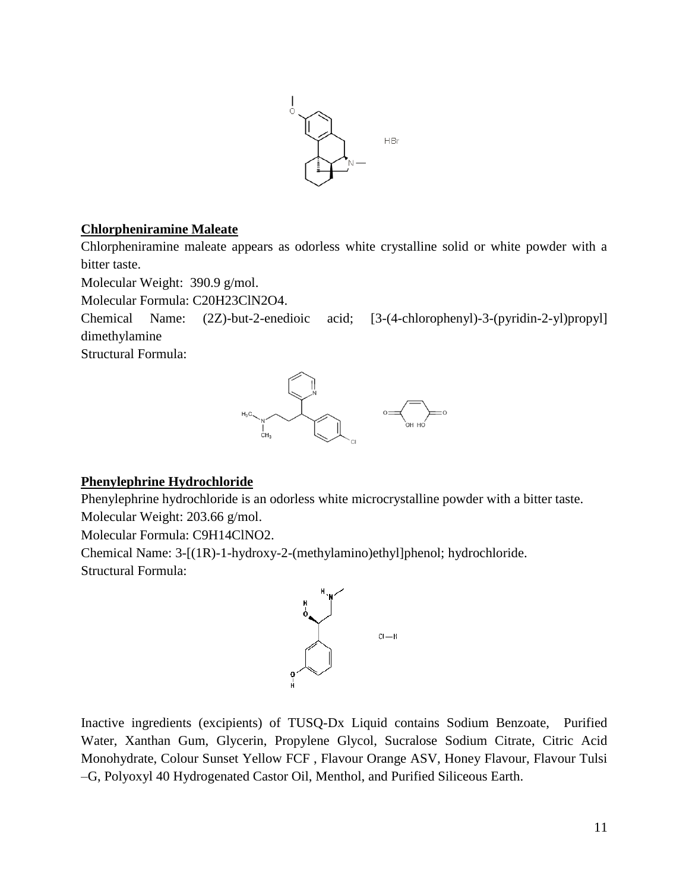## Chlorpheniramine Maleate

Chlorpheniramine maleate appears as odorless white crystalline solid or white powder with a bitter taste.

Molecular Weight: 390.9 g/mol.

Molecular Formula: $C_{20}H_{23}ClN_2O_4$.

Chemical Name: (2Z)-but-2-enedioic acid; [3-(4-chlorophenyl)-3-(pyridin-2-yl)propyl] dimethylamine

Structural Formula:

## Phenylephrine Hydrochloride

Phenylephrine hydrochloride is an odorless white microcrystalline powder with a bitter taste.

Molecular Weight: 203.66 g/mol.

Molecular Formula: $C_9H_{14}ClNO_2$.

Chemical Name: 3-[(1R)-1-hydroxy-2-(methylamino)ethyl]phenol; hydrochloride.

Structural Formula:

Inactive ingredients (excipients) of TUSQ-Dx Liquid contains Sodium Benzoate, Purified Water, Xanthan Gum, Glycerin, Propylene Glycol, Sucralose Sodium Citrate, Citric Acid Monohydrate, Colour Sunset Yellow FCF , Flavour Orange ASV, Honey Flavour, Flavour Tulsi –G, Polyoxyl 40 Hydrogenated Castor Oil, Menthol, and Purified Siliceous Earth.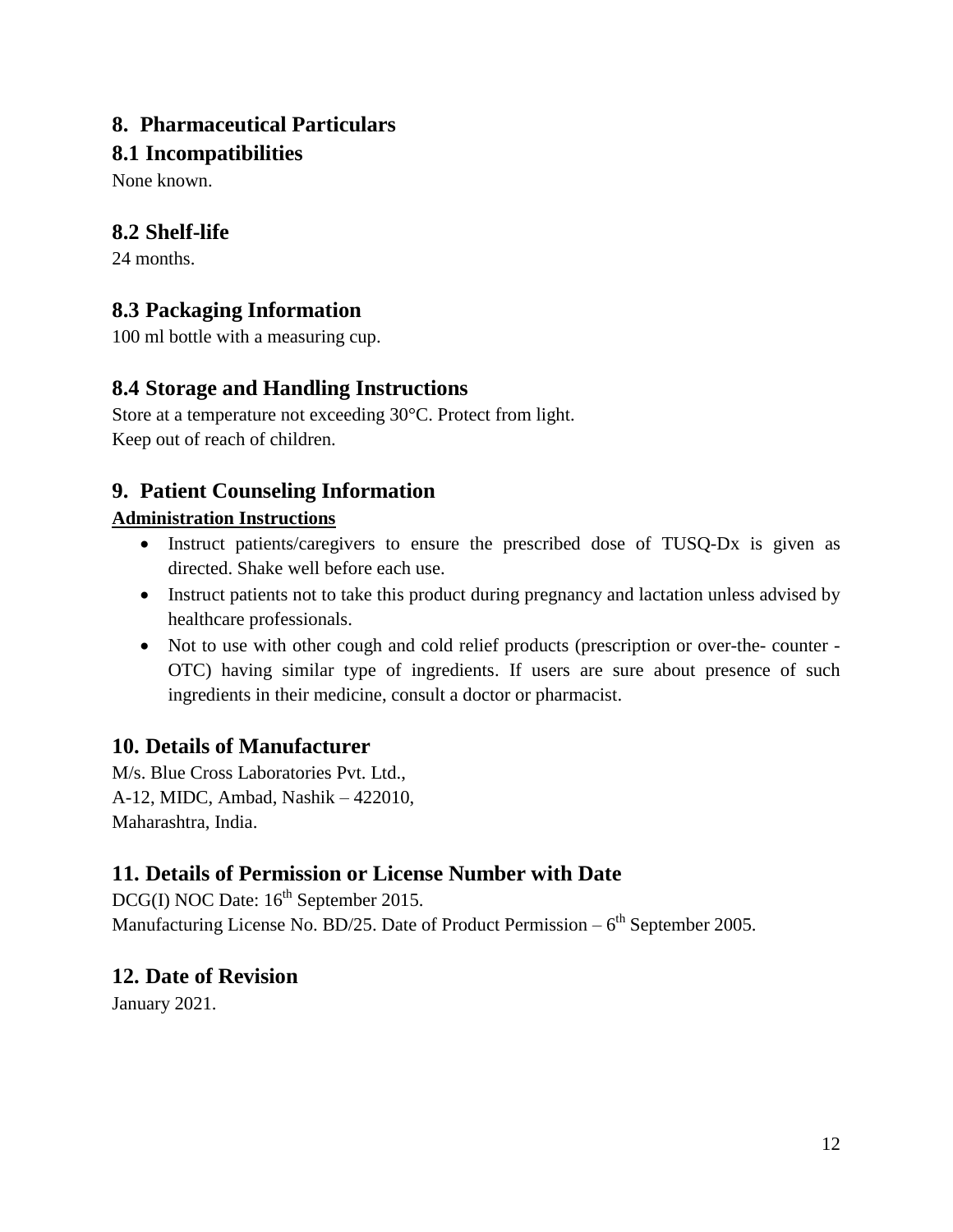## 8. Pharmaceutical Particulars

### 8.1 Incompatibilities

None known.

### 8.2 Shelf-life

24 months.

### 8.3 Packaging Information

100 ml bottle with a measuring cup.

### 8.4 Storage and Handling Instructions

Store at a temperature not exceeding 30°C. Protect from light.
Keep out of reach of children.

## 9. Patient Counseling Information

**Administration Instructions**

- Instruct patients/caregivers to ensure the prescribed dose of TUSQ-Dx is given as directed. Shake well before each use.
- Instruct patients not to take this product during pregnancy and lactation unless advised by healthcare professionals.
- Not to use with other cough and cold relief products (prescription or over-the- counter - OTC) having similar type of ingredients. If users are sure about presence of such ingredients in their medicine, consult a doctor or pharmacist.

## 10. Details of Manufacturer

M/s. Blue Cross Laboratories Pvt. Ltd.,
A-12, MIDC, Ambad, Nashik – 422010,
Maharashtra, India.

## 11. Details of Permission or License Number with Date

DCG(I) NOC Date: 16th September 2015.
Manufacturing License No. BD/25. Date of Product Permission – 6th September 2005.

## 12. Date of Revision

January 2021.